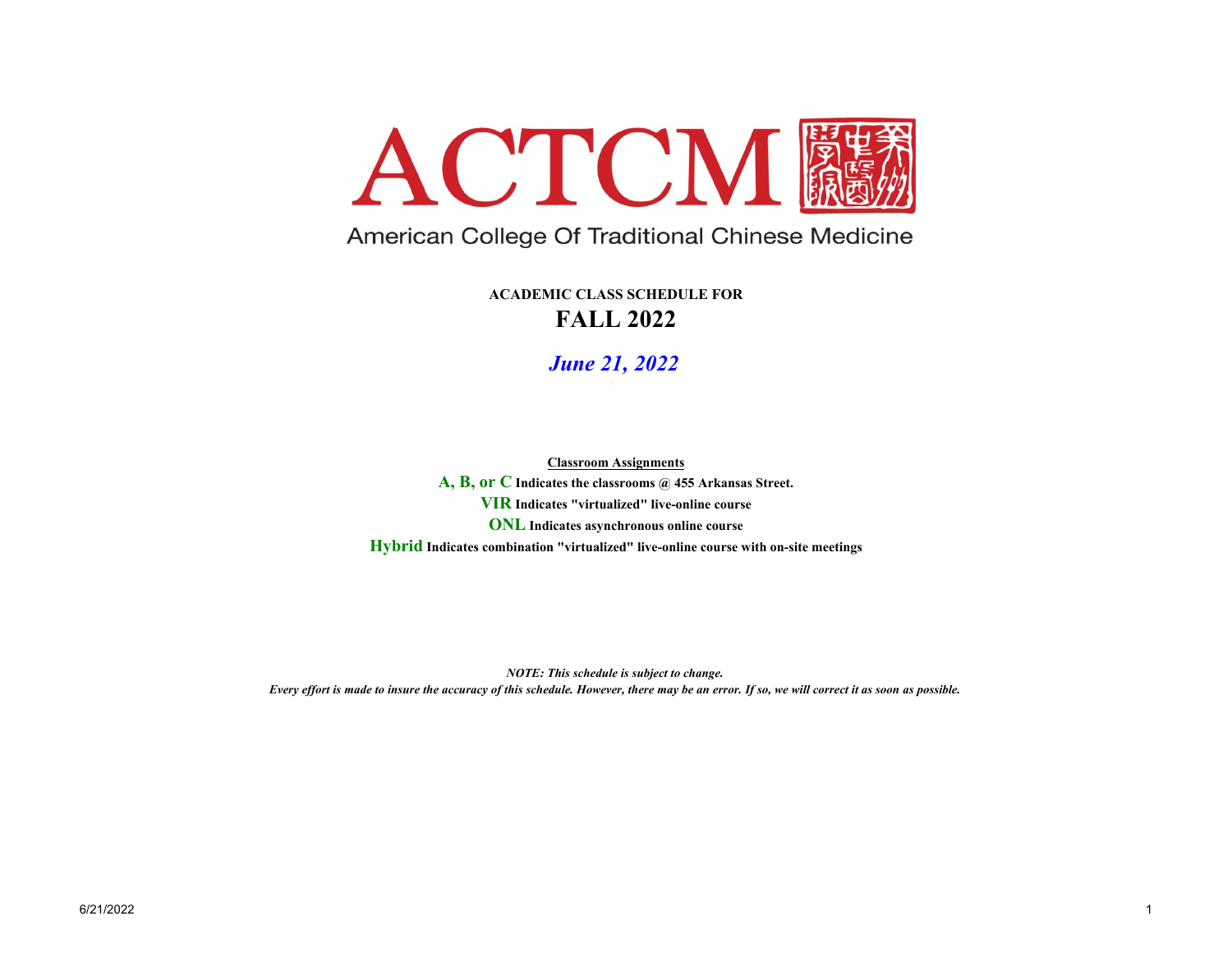# ACTCM

American College Of Traditional Chinese Medicine

**ACADEMIC CLASS SCHEDULE FOR**

## FALL 2022

***June 21, 2022***

**<u>Classroom Assignments</u>**

**A, B, or C** **Indicates the classrooms @ 455 Arkansas Street.**

**VIR** **Indicates "virtualized" live-online course**

**ONL** **Indicates asynchronous online course**

**Hybrid** **Indicates combination "virtualized" live-online course with on-site meetings**

***NOTE: This schedule is subject to change.***

***Every effort is made to insure the accuracy of this schedule. However, there may be an error. If so, we will correct it as soon as possible.***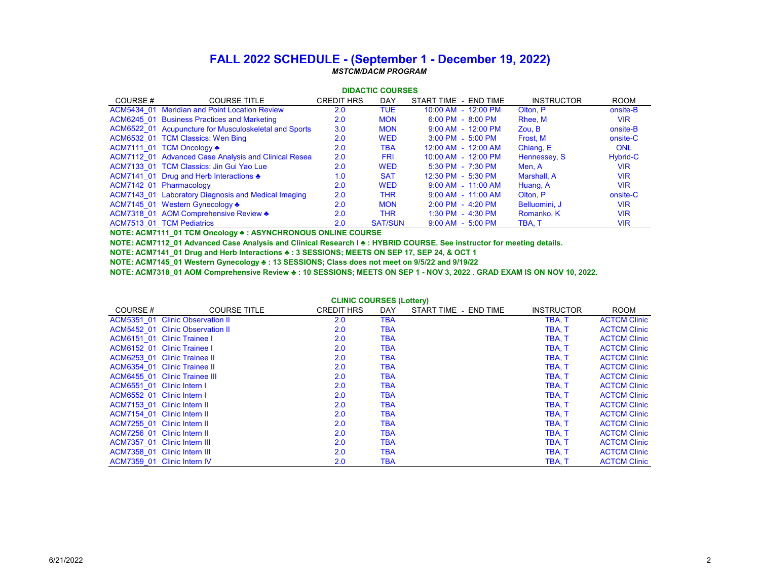# FALL 2022 SCHEDULE - (September 1 - December 19, 2022)

***MSTCM/DACM PROGRAM***

**DIDACTIC COURSES**

| COURSE # | COURSE TITLE | CREDIT HRS | DAY | START TIME - END TIME | INSTRUCTOR | ROOM |
|---|---|---|---|---|---|---|
| ACM5434_01 | Meridian and Point Location Review | 2.0 | TUE | 10:00 AM - 12:00 PM | Olton, P | onsite-B |
| ACM6245_01 | Business Practices and Marketing | 2.0 | MON | 6:00 PM - 8:00 PM | Rhee, M | VIR |
| ACM6522_01 | Acupuncture for Musculoskeletal and Sports | 3.0 | MON | 9:00 AM - 12:00 PM | Zou, B | onsite-B |
| ACM6532_01 | TCM Classics: Wen Bing | 2.0 | WED | 3:00 PM - 5:00 PM | Frost, M | onsite-C |
| ACM7111_01 | TCM Oncology ♣ | 2.0 | TBA | 12:00 AM - 12:00 AM | Chiang, E | ONL |
| ACM7112_01 | Advanced Case Analysis and Clinical Resea | 2.0 | FRI | 10:00 AM - 12:00 PM | Hennessey, S | Hybrid-C |
| ACM7133_01 | TCM Classics: Jin Gui Yao Lue | 2.0 | WED | 5:30 PM - 7:30 PM | Men, A | VIR |
| ACM7141_01 | Drug and Herb Interactions ♣ | 1.0 | SAT | 12:30 PM - 5:30 PM | Marshall, A | VIR |
| ACM7142_01 | Pharmacology | 2.0 | WED | 9:00 AM - 11:00 AM | Huang, A | VIR |
| ACM7143_01 | Laboratory Diagnosis and Medical Imaging | 2.0 | THR | 9:00 AM - 11:00 AM | Olton, P | onsite-C |
| ACM7145_01 | Western Gynecology ♣ | 2.0 | MON | 2:00 PM - 4:20 PM | Belluomini, J | VIR |
| ACM7318_01 | AOM Comprehensive Review ♣ | 2.0 | THR | 1:30 PM - 4:30 PM | Romanko, K | VIR |
| ACM7513_01 | TCM Pediatrics | 2.0 | SAT/SUN | 9:00 AM - 5:00 PM | TBA, T | VIR |

**NOTE: ACM7111_01 TCM Oncology ♣ : ASYNCHRONOUS ONLINE COURSE**

**NOTE: ACM7112_01 Advanced Case Analysis and Clinical Research I ♣ : HYBRID COURSE. See instructor for meeting details.**

**NOTE: ACM7141_01 Drug and Herb Interactions ♣ : 3 SESSIONS; MEETS ON SEP 17, SEP 24, & OCT 1**

**NOTE: ACM7145_01 Western Gynecology ♣ : 13 SESSIONS; Class does not meet on 9/5/22 and 9/19/22**

**NOTE: ACM7318_01 AOM Comprehensive Review ♣ : 10 SESSIONS; MEETS ON SEP 1 - NOV 3, 2022 . GRAD EXAM IS ON NOV 10, 2022.**

**CLINIC COURSES (Lottery)**

| COURSE # | COURSE TITLE | CREDIT HRS | DAY | START TIME - END TIME | INSTRUCTOR | ROOM |
|---|---|---|---|---|---|---|
| ACM5351_01 | Clinic Observation II | 2.0 | TBA | | TBA, T | ACTCM Clinic |
| ACM5452_01 | Clinic Observation II | 2.0 | TBA | | TBA, T | ACTCM Clinic |
| ACM6151_01 | Clinic Trainee I | 2.0 | TBA | | TBA, T | ACTCM Clinic |
| ACM6152_01 | Clinic Trainee I | 2.0 | TBA | | TBA, T | ACTCM Clinic |
| ACM6253_01 | Clinic Trainee II | 2.0 | TBA | | TBA, T | ACTCM Clinic |
| ACM6354_01 | Clinic Trainee II | 2.0 | TBA | | TBA, T | ACTCM Clinic |
| ACM6455_01 | Clinic Trainee III | 2.0 | TBA | | TBA, T | ACTCM Clinic |
| ACM6551_01 | Clinic Intern I | 2.0 | TBA | | TBA, T | ACTCM Clinic |
| ACM6552_01 | Clinic Intern I | 2.0 | TBA | | TBA, T | ACTCM Clinic |
| ACM7153_01 | Clinic Intern II | 2.0 | TBA | | TBA, T | ACTCM Clinic |
| ACM7154_01 | Clinic Intern II | 2.0 | TBA | | TBA, T | ACTCM Clinic |
| ACM7255_01 | Clinic Intern II | 2.0 | TBA | | TBA, T | ACTCM Clinic |
| ACM7256_01 | Clinic Intern II | 2.0 | TBA | | TBA, T | ACTCM Clinic |
| ACM7357_01 | Clinic Intern III | 2.0 | TBA | | TBA, T | ACTCM Clinic |
| ACM7358_01 | Clinic Intern III | 2.0 | TBA | | TBA, T | ACTCM Clinic |
| ACM7359_01 | Clinic Intern IV | 2.0 | TBA | | TBA, T | ACTCM Clinic |